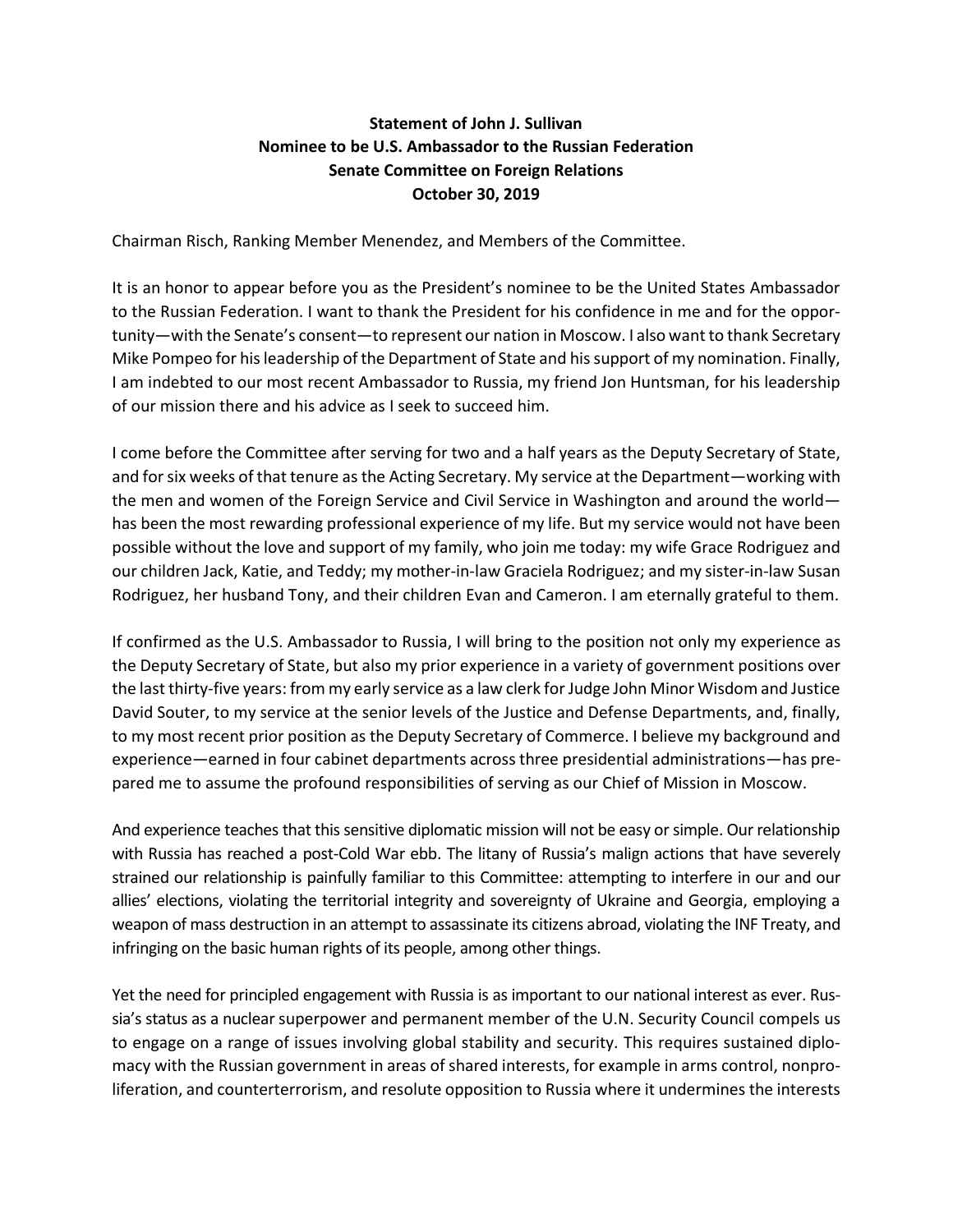**Statement of John J. Sullivan**
**Nominee to be U.S. Ambassador to the Russian Federation**
**Senate Committee on Foreign Relations**
**October 30, 2019**

Chairman Risch, Ranking Member Menendez, and Members of the Committee.

It is an honor to appear before you as the President's nominee to be the United States Ambassador to the Russian Federation. I want to thank the President for his confidence in me and for the opportunity—with the Senate's consent—to represent our nation in Moscow. I also want to thank Secretary Mike Pompeo for his leadership of the Department of State and his support of my nomination. Finally, I am indebted to our most recent Ambassador to Russia, my friend Jon Huntsman, for his leadership of our mission there and his advice as I seek to succeed him.

I come before the Committee after serving for two and a half years as the Deputy Secretary of State, and for six weeks of that tenure as the Acting Secretary. My service at the Department—working with the men and women of the Foreign Service and Civil Service in Washington and around the world—has been the most rewarding professional experience of my life. But my service would not have been possible without the love and support of my family, who join me today: my wife Grace Rodriguez and our children Jack, Katie, and Teddy; my mother-in-law Graciela Rodriguez; and my sister-in-law Susan Rodriguez, her husband Tony, and their children Evan and Cameron. I am eternally grateful to them.

If confirmed as the U.S. Ambassador to Russia, I will bring to the position not only my experience as the Deputy Secretary of State, but also my prior experience in a variety of government positions over the last thirty-five years: from my early service as a law clerk for Judge John Minor Wisdom and Justice David Souter, to my service at the senior levels of the Justice and Defense Departments, and, finally, to my most recent prior position as the Deputy Secretary of Commerce. I believe my background and experience—earned in four cabinet departments across three presidential administrations—has prepared me to assume the profound responsibilities of serving as our Chief of Mission in Moscow.

And experience teaches that this sensitive diplomatic mission will not be easy or simple. Our relationship with Russia has reached a post-Cold War ebb. The litany of Russia's malign actions that have severely strained our relationship is painfully familiar to this Committee: attempting to interfere in our and our allies' elections, violating the territorial integrity and sovereignty of Ukraine and Georgia, employing a weapon of mass destruction in an attempt to assassinate its citizens abroad, violating the INF Treaty, and infringing on the basic human rights of its people, among other things.

Yet the need for principled engagement with Russia is as important to our national interest as ever. Russia's status as a nuclear superpower and permanent member of the U.N. Security Council compels us to engage on a range of issues involving global stability and security. This requires sustained diplomacy with the Russian government in areas of shared interests, for example in arms control, nonproliferation, and counterterrorism, and resolute opposition to Russia where it undermines the interests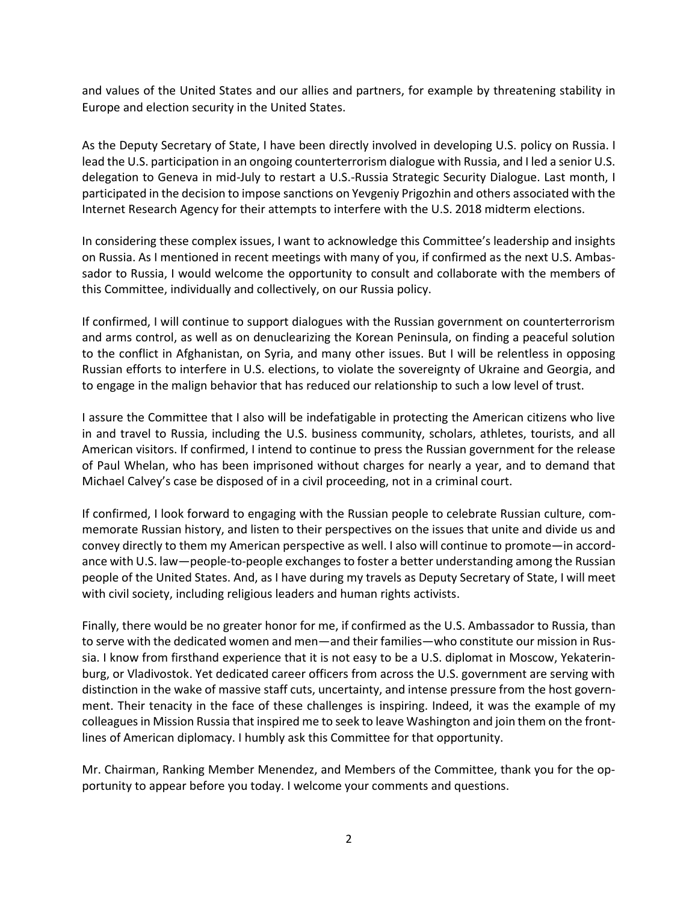and values of the United States and our allies and partners, for example by threatening stability in Europe and election security in the United States.

As the Deputy Secretary of State, I have been directly involved in developing U.S. policy on Russia. I lead the U.S. participation in an ongoing counterterrorism dialogue with Russia, and I led a senior U.S. delegation to Geneva in mid-July to restart a U.S.-Russia Strategic Security Dialogue. Last month, I participated in the decision to impose sanctions on Yevgeniy Prigozhin and others associated with the Internet Research Agency for their attempts to interfere with the U.S. 2018 midterm elections.

In considering these complex issues, I want to acknowledge this Committee's leadership and insights on Russia. As I mentioned in recent meetings with many of you, if confirmed as the next U.S. Ambassador to Russia, I would welcome the opportunity to consult and collaborate with the members of this Committee, individually and collectively, on our Russia policy.

If confirmed, I will continue to support dialogues with the Russian government on counterterrorism and arms control, as well as on denuclearizing the Korean Peninsula, on finding a peaceful solution to the conflict in Afghanistan, on Syria, and many other issues. But I will be relentless in opposing Russian efforts to interfere in U.S. elections, to violate the sovereignty of Ukraine and Georgia, and to engage in the malign behavior that has reduced our relationship to such a low level of trust.

I assure the Committee that I also will be indefatigable in protecting the American citizens who live in and travel to Russia, including the U.S. business community, scholars, athletes, tourists, and all American visitors. If confirmed, I intend to continue to press the Russian government for the release of Paul Whelan, who has been imprisoned without charges for nearly a year, and to demand that Michael Calvey's case be disposed of in a civil proceeding, not in a criminal court.

If confirmed, I look forward to engaging with the Russian people to celebrate Russian culture, commemorate Russian history, and listen to their perspectives on the issues that unite and divide us and convey directly to them my American perspective as well. I also will continue to promote—in accordance with U.S. law—people-to-people exchanges to foster a better understanding among the Russian people of the United States. And, as I have during my travels as Deputy Secretary of State, I will meet with civil society, including religious leaders and human rights activists.

Finally, there would be no greater honor for me, if confirmed as the U.S. Ambassador to Russia, than to serve with the dedicated women and men—and their families—who constitute our mission in Russia. I know from firsthand experience that it is not easy to be a U.S. diplomat in Moscow, Yekaterinburg, or Vladivostok. Yet dedicated career officers from across the U.S. government are serving with distinction in the wake of massive staff cuts, uncertainty, and intense pressure from the host government. Their tenacity in the face of these challenges is inspiring. Indeed, it was the example of my colleagues in Mission Russia that inspired me to seek to leave Washington and join them on the frontlines of American diplomacy. I humbly ask this Committee for that opportunity.

Mr. Chairman, Ranking Member Menendez, and Members of the Committee, thank you for the opportunity to appear before you today. I welcome your comments and questions.